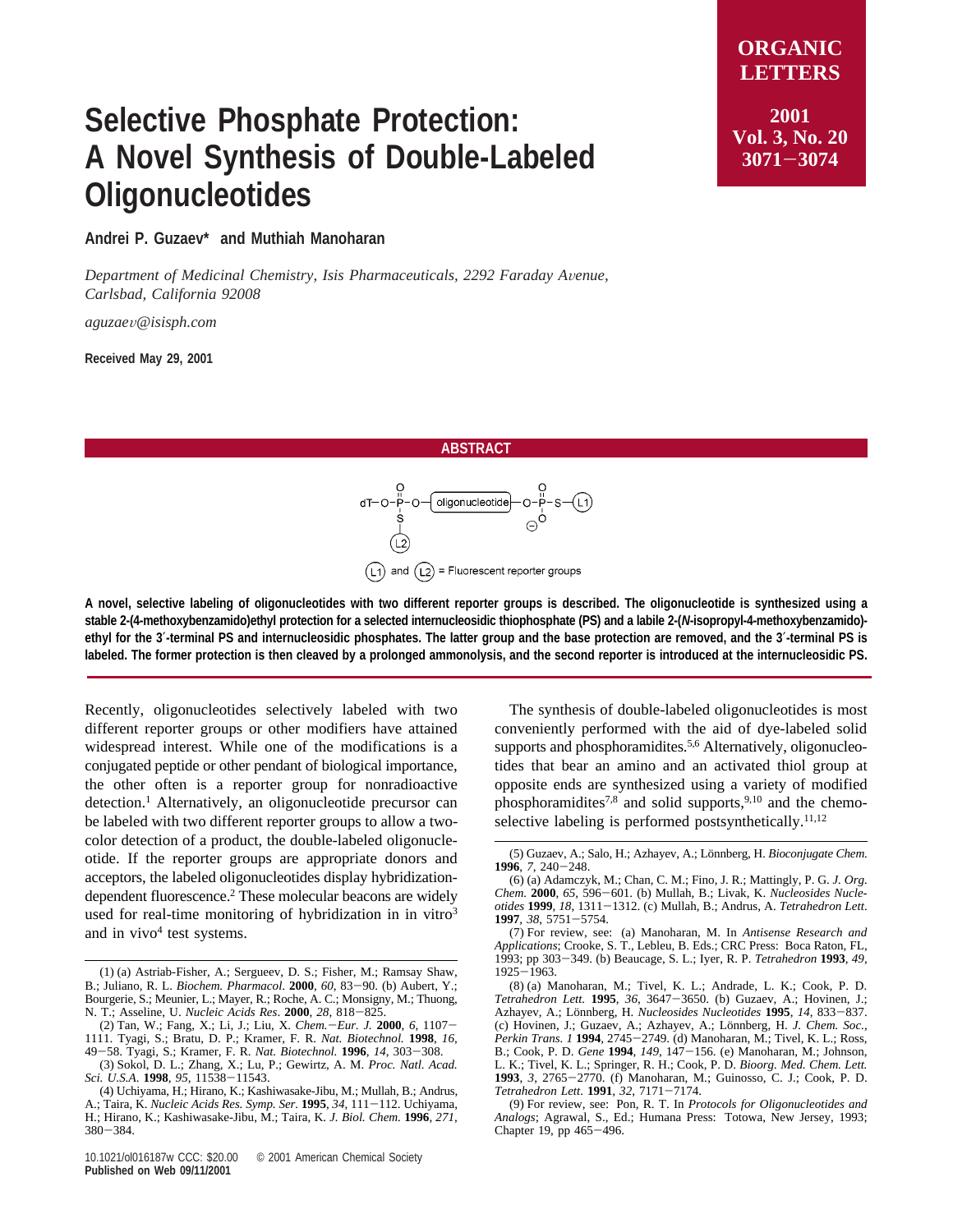# Selective Phosphate Protection: A Novel Synthesis of Double-Labeled Oligonucleotides

**Andrei P. Guzaev\* and Muthiah Manoharan**

*Department of Medicinal Chemistry, Isis Pharmaceuticals, 2292 Faraday Avenue, Carlsbad, California 92008*

*aguzaev@isisph.com*

**Received May 29, 2001**

## ABSTRACT

**A novel, selective labeling of oligonucleotides with two different reporter groups is described. The oligonucleotide is synthesized using a stable 2-(4-methoxybenzamido)ethyl protection for a selected internucleosidic thiophosphate (PS) and a labile 2-(*N*-isopropyl-4-methoxybenzamido)ethyl for the 3′-terminal PS and internucleosidic phosphates. The latter group and the base protection are removed, and the 3′-terminal PS is labeled. The former protection is then cleaved by a prolonged ammonolysis, and the second reporter is introduced at the internucleosidic PS.**

Recently, oligonucleotides selectively labeled with two different reporter groups or other modifiers have attained widespread interest. While one of the modifications is a conjugated peptide or other pendant of biological importance, the other often is a reporter group for nonradioactive detection.[1] Alternatively, an oligonucleotide precursor can be labeled with two different reporter groups to allow a two-color detection of a product, the double-labeled oligonucleotide. If the reporter groups are appropriate donors and acceptors, the labeled oligonucleotides display hybridization-dependent fluorescence.[2] These molecular beacons are widely used for real-time monitoring of hybridization in in vitro[3] and in vivo[4] test systems.

The synthesis of double-labeled oligonucleotides is most conveniently performed with the aid of dye-labeled solid supports and phosphoramidites.[5,6] Alternatively, oligonucleotides that bear an amino and an activated thiol group at opposite ends are synthesized using a variety of modified phosphoramidites[7,8] and solid supports,[9,10] and the chemoselective labeling is performed postsynthetically.[11,12]

(1) (a) Astriab-Fisher, A.; Sergueev, D. S.; Fisher, M.; Ramsay Shaw, B.; Juliano, R. L. *Biochem. Pharmacol.* **2000**, *60*, 83−90. (b) Aubert, Y.; Bourgerie, S.; Meunier, L.; Mayer, R.; Roche, A. C.; Monsigny, M.; Thuong, N. T.; Asseline, U. *Nucleic Acids Res.* **2000**, *28*, 818−825.

(2) Tan, W.; Fang, X.; Li, J.; Liu, X. *Chem.*−*Eur. J.* **2000**, *6*, 1107−1111. Tyagi, S.; Bratu, D. P.; Kramer, F. R. *Nat. Biotechnol.* **1998**, *16*, 49−58. Tyagi, S.; Kramer, F. R. *Nat. Biotechnol.* **1996**, *14*, 303−308.

(3) Sokol, D. L.; Zhang, X.; Lu, P.; Gewirtz, A. M. *Proc. Natl. Acad. Sci. U.S.A.* **1998**, *95*, 11538−11543.

(4) Uchiyama, H.; Hirano, K.; Kashiwasake-Jibu, M.; Mullah, B.; Andrus, A.; Taira, K. *Nucleic Acids Res. Symp. Ser.* **1995**, *34*, 111−112. Uchiyama, H.; Hirano, K.; Kashiwasake-Jibu, M.; Taira, K. *J. Biol. Chem.* **1996**, *271*, 380−384.

(5) Guzaev, A.; Salo, H.; Azhayev, A.; Lönnberg, H. *Bioconjugate Chem.* **1996**, *7*, 240−248.

(6) (a) Adamczyk, M.; Chan, C. M.; Fino, J. R.; Mattingly, P. G. *J. Org. Chem.* **2000**, *65*, 596−601. (b) Mullah, B.; Livak, K. *Nucleosides Nucleotides* **1999**, *18*, 1311−1312. (c) Mullah, B.; Andrus, A. *Tetrahedron Lett.* **1997**, *38*, 5751−5754.

(7) For review, see: (a) Manoharan, M. In *Antisense Research and Applications*; Crooke, S. T., Lebleu, B. Eds.; CRC Press: Boca Raton, FL, 1993; pp 303−349. (b) Beaucage, S. L.; Iyer, R. P. *Tetrahedron* **1993**, *49*, 1925−1963.

(8) (a) Manoharan, M.; Tivel, K. L.; Andrade, L. K.; Cook, P. D. *Tetrahedron Lett.* **1995**, *36*, 3647−3650. (b) Guzaev, A.; Hovinen, J.; Azhayev, A.; Lönnberg, H. *Nucleosides Nucleotides* **1995**, *14*, 833−837. (c) Hovinen, J.; Guzaev, A.; Azhayev, A.; Lönnberg, H. *J. Chem. Soc., Perkin Trans. 1* **1994**, 2745−2749. (d) Manoharan, M.; Tivel, K. L.; Ross, B.; Cook, P. D. *Gene* **1994**, *149*, 147−156. (e) Manoharan, M.; Johnson, L. K.; Tivel, K. L.; Springer, R. H.; Cook, P. D. *Bioorg. Med. Chem. Lett.* **1993**, *3*, 2765−2770. (f) Manoharan, M.; Guinosso, C. J.; Cook, P. D. *Tetrahedron Lett.* **1991**, *32*, 7171−7174.

(9) For review, see: Pon, R. T. In *Protocols for Oligonucleotides and Analogs*; Agrawal, S., Ed.; Humana Press: Totowa, New Jersey, 1993; Chapter 19, pp 465−496.

10.1021/ol016187w CCC: $20.00 © 2001 American Chemical Society
**Published on Web 09/11/2001**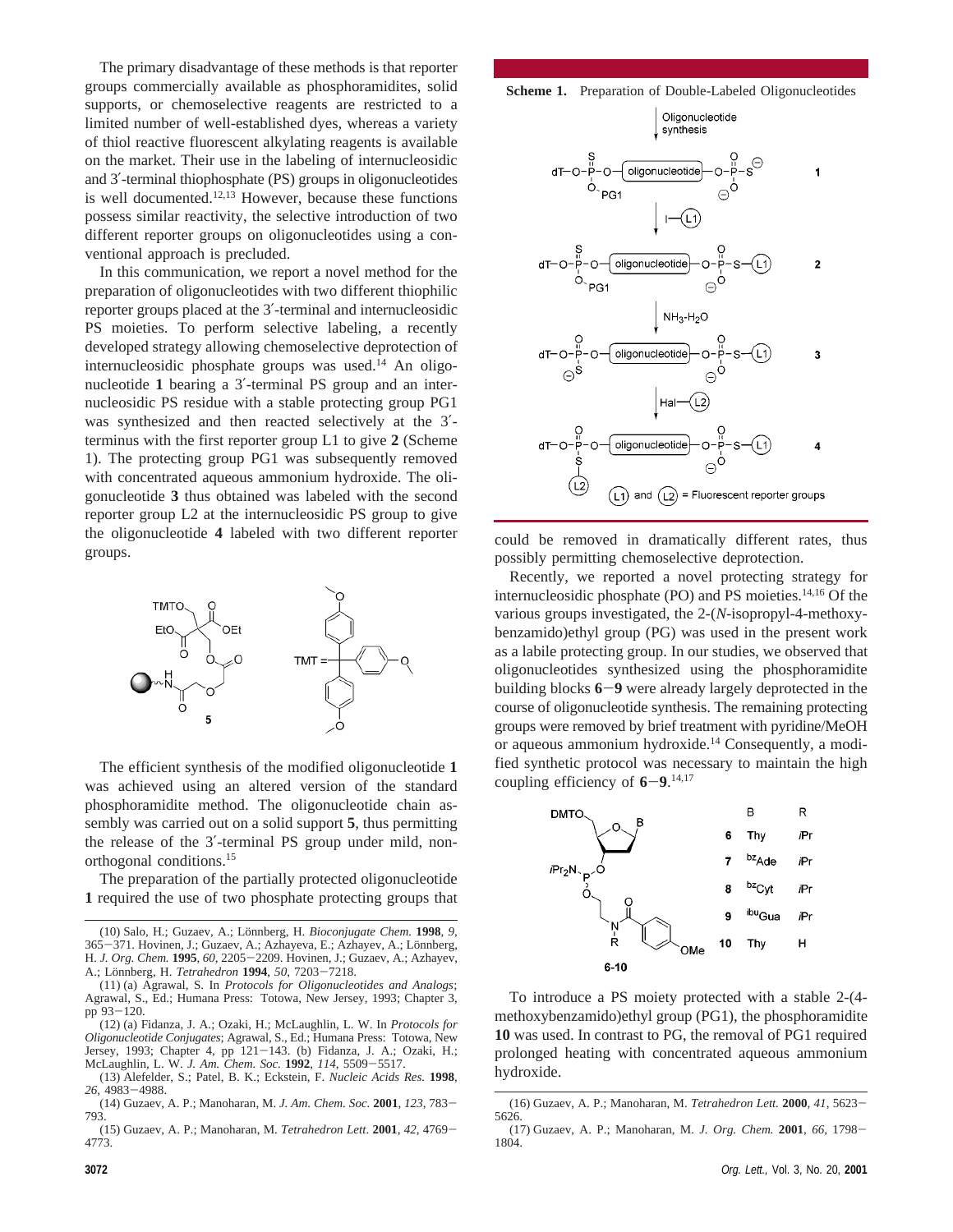The primary disadvantage of these methods is that reporter groups commercially available as phosphoramidites, solid supports, or chemoselective reagents are restricted to a limited number of well-established dyes, whereas a variety of thiol reactive fluorescent alkylating reagents is available on the market. Their use in the labeling of internucleosidic and 3′-terminal thiophosphate (PS) groups in oligonucleotides is well documented.[12,13] However, because these functions possess similar reactivity, the selective introduction of two different reporter groups on oligonucleotides using a conventional approach is precluded.

In this communication, we report a novel method for the preparation of oligonucleotides with two different thiophilic reporter groups placed at the 3′-terminal and internucleosidic PS moieties. To perform selective labeling, a recently developed strategy allowing chemoselective deprotection of internucleosidic phosphate groups was used.[14] An oligonucleotide **1** bearing a 3′-terminal PS group and an internucleosidic PS residue with a stable protecting group PG1 was synthesized and then reacted selectively at the 3′-terminus with the first reporter group L1 to give **2** (Scheme 1). The protecting group PG1 was subsequently removed with concentrated aqueous ammonium hydroxide. The oligonucleotide **3** thus obtained was labeled with the second reporter group L2 at the internucleosidic PS group to give the oligonucleotide **4** labeled with two different reporter groups.

**Scheme 1.** Preparation of Double-Labeled Oligonucleotides

The efficient synthesis of the modified oligonucleotide **1** was achieved using an altered version of the standard phosphoramidite method. The oligonucleotide chain assembly was carried out on a solid support **5**, thus permitting the release of the 3′-terminal PS group under mild, nonorthogonal conditions.[15]

The preparation of the partially protected oligonucleotide **1** required the use of two phosphate protecting groups that could be removed in dramatically different rates, thus possibly permitting chemoselective deprotection.

Recently, we reported a novel protecting strategy for internucleosidic phosphate (PO) and PS moieties.[14,16] Of the various groups investigated, the 2-(*N*-isopropyl-4-methoxybenzamido)ethyl group (PG) was used in the present work as a labile protecting group. In our studies, we observed that oligonucleotides synthesized using the phosphoramidite building blocks **6**−**9** were already largely deprotected in the course of oligonucleotide synthesis. The remaining protecting groups were removed by brief treatment with pyridine/MeOH or aqueous ammonium hydroxide.[14] Consequently, a modified synthetic protocol was necessary to maintain the high coupling efficiency of **6**−**9**.[14,17]

| | B | R |
|---|---|---|
| **6** | Thy | *i*Pr |
| **7** | $^{bz}$Ade | *i*Pr |
| **8** | $^{bz}$Cyt | *i*Pr |
| **9** | $^{ibu}$Gua | *i*Pr |
| **10** | Thy | H |

To introduce a PS moiety protected with a stable 2-(4-methoxybenzamido)ethyl group (PG1), the phosphoramidite **10** was used. In contrast to PG, the removal of PG1 required prolonged heating with concentrated aqueous ammonium hydroxide.

(10) Salo, H.; Guzaev, A.; Lönnberg, H. *Bioconjugate Chem.* **1998**, *9*, 365−371. Hovinen, J.; Guzaev, A.; Azhayeva, E.; Azhayev, A.; Lönnberg, H. *J. Org. Chem.* **1995**, *60*, 2205−2209. Hovinen, J.; Guzaev, A.; Azhayev, A.; Lönnberg, H. *Tetrahedron* **1994**, *50*, 7203−7218.

(11) (a) Agrawal, S. In *Protocols for Oligonucleotides and Analogs*; Agrawal, S., Ed.; Humana Press: Totowa, New Jersey, 1993; Chapter 3, pp 93−120.

(12) (a) Fidanza, J. A.; Ozaki, H.; McLaughlin, L. W. In *Protocols for Oligonucleotide Conjugates*; Agrawal, S., Ed.; Humana Press: Totowa, New Jersey, 1993; Chapter 4, pp 121−143. (b) Fidanza, J. A.; Ozaki, H.; McLaughlin, L. W. *J. Am. Chem. Soc.* **1992**, *114*, 5509−5517.

(13) Alefelder, S.; Patel, B. K.; Eckstein, F. *Nucleic Acids Res.* **1998**, *26*, 4983−4988.

(14) Guzaev, A. P.; Manoharan, M. *J. Am. Chem. Soc.* **2001**, *123*, 783−793.

(15) Guzaev, A. P.; Manoharan, M. *Tetrahedron Lett.* **2001**, *42*, 4769−4773.

(16) Guzaev, A. P.; Manoharan, M. *Tetrahedron Lett.* **2000**, *41*, 5623−5626.

(17) Guzaev, A. P.; Manoharan, M. *J. Org. Chem.* **2001**, *66*, 1798−1804.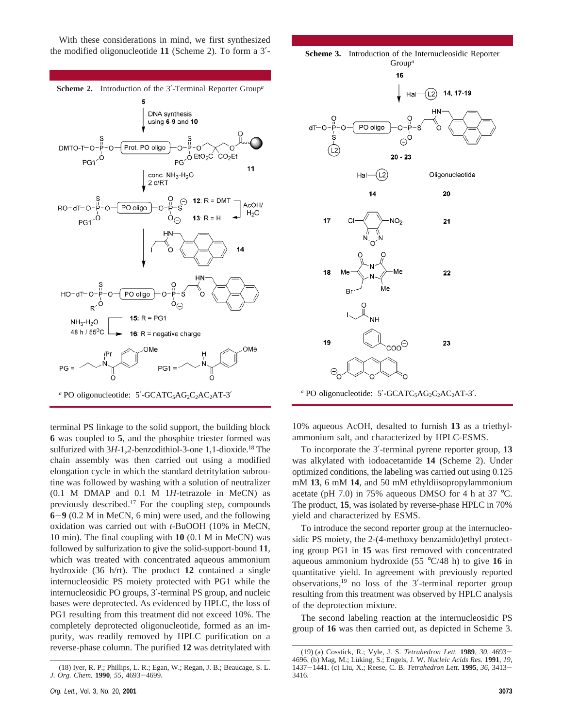With these considerations in mind, we first synthesized the modified oligonucleotide **11** (Scheme 2). To form a 3′-terminal PS linkage to the solid support, the building block **6** was coupled to **5**, and the phosphite triester formed was sulfurized with 3*H*-1,2-benzodithiol-3-one 1,1-dioxide.[18] The chain assembly was then carried out using a modified elongation cycle in which the standard detritylation subroutine was followed by washing with a solution of neutralizer (0.1 M DMAP and 0.1 M 1*H*-tetrazole in MeCN) as previously described.[17] For the coupling step, compounds **6**−**9** (0.2 M in MeCN, 6 min) were used, and the following oxidation was carried out with *t*-BuOOH (10% in MeCN, 10 min). The final coupling with **10** (0.1 M in MeCN) was followed by sulfurization to give the solid-support-bound **11**, which was treated with concentrated aqueous ammonium hydroxide (36 h/rt). The product **12** contained a single internucleosidic PS moiety protected with PG1 while the internucleosidic PO groups, 3′-terminal PS group, and nucleic bases were deprotected. As evidenced by HPLC, the loss of PG1 resulting from this treatment did not exceed 10%. The completely deprotected oligonucleotide, formed as an impurity, was readily removed by HPLC purification on a reverse-phase column. The purified **12** was detritylated with 10% aqueous AcOH, desalted to furnish **13** as a triethylammonium salt, and characterized by HPLC-ESMS.

**Scheme 2.** Introduction of the 3′-Terminal Reporter Group[a]

[a] PO oligonucleotide: 5′-GCATC$_5$AG$_2$C$_2$AC$_2$AT-3′

**Scheme 3.** Introduction of the Internucleosidic Reporter Group[a]

| Hal–(L2) | | Oligonucleotide |
|---|---|---|
| 14 | | 20 |
| 17 | | 21 |
| 18 | | 22 |
| 19 | | 23 |

[a] PO oligonucleotide: 5′-GCATC$_5$AG$_2$C$_2$AC$_2$AT-3′.

To incorporate the 3′-terminal pyrene reporter group, **13** was alkylated with iodoacetamide **14** (Scheme 2). Under optimized conditions, the labeling was carried out using 0.125 mM **13**, 6 mM **14**, and 50 mM ethyldiisopropylammonium acetate (pH 7.0) in 75% aqueous DMSO for 4 h at 37 °C. The product, **15**, was isolated by reverse-phase HPLC in 70% yield and characterized by ESMS.

To introduce the second reporter group at the internucleosidic PS moiety, the 2-(4-methoxy benzamido)ethyl protecting group PG1 in **15** was first removed with concentrated aqueous ammonium hydroxide (55 °C/48 h) to give **16** in quantitative yield. In agreement with previously reported observations,[19] no loss of the 3′-terminal reporter group resulting from this treatment was observed by HPLC analysis of the deprotection mixture.

The second labeling reaction at the internucleosidic PS group of **16** was then carried out, as depicted in Scheme 3.

(18) Iyer, R. P.; Phillips, L. R.; Egan, W.; Regan, J. B.; Beaucage, S. L. *J. Org. Chem.* **1990**, *55*, 4693−4699.

(19) (a) Cosstick, R.; Vyle, J. S. *Tetrahedron Lett.* **1989**, *30*, 4693−4696. (b) Mag, M.; Lüking, S.; Engels, J. W. *Nucleic Acids Res.* **1991**, *19*, 1437−1441. (c) Liu, X.; Reese, C. B. *Tetrahedron Lett.* **1995**, *36*, 3413−3416.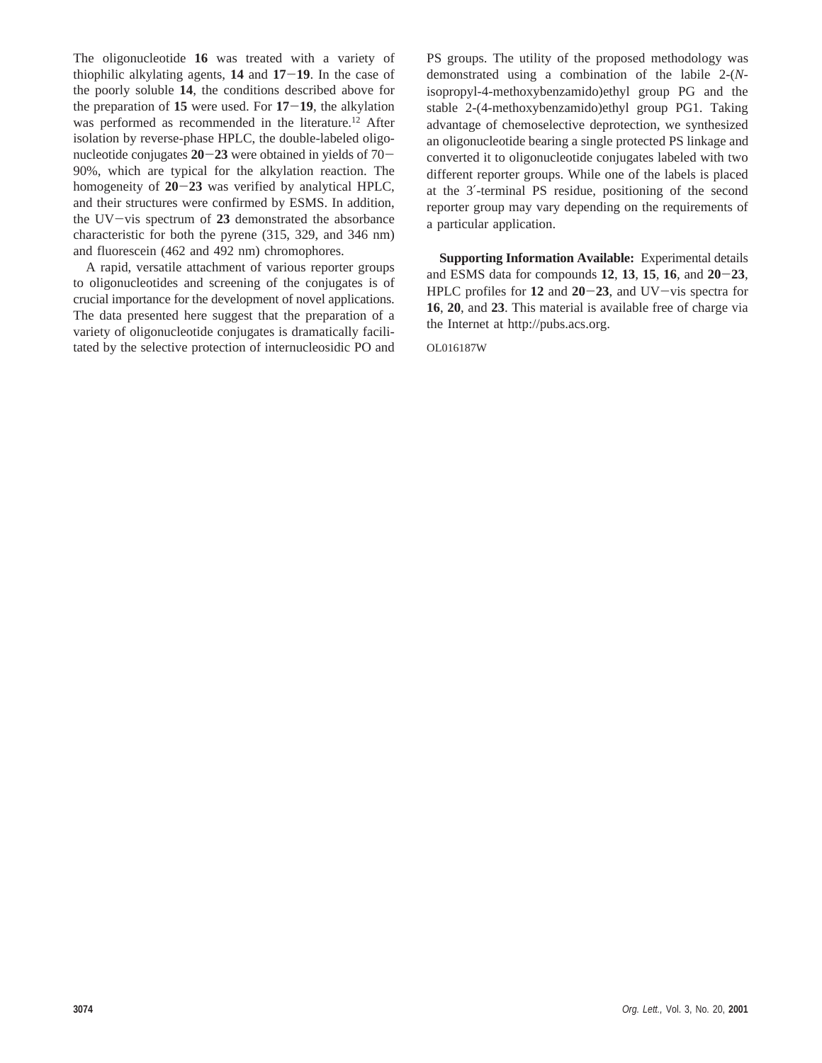The oligonucleotide **16** was treated with a variety of thiophilic alkylating agents, **14** and **17**−**19**. In the case of the poorly soluble **14**, the conditions described above for the preparation of **15** were used. For **17**−**19**, the alkylation was performed as recommended in the literature.[12] After isolation by reverse-phase HPLC, the double-labeled oligonucleotide conjugates **20**−**23** were obtained in yields of 70−90%, which are typical for the alkylation reaction. The homogeneity of **20**−**23** was verified by analytical HPLC, and their structures were confirmed by ESMS. In addition, the UV−vis spectrum of **23** demonstrated the absorbance characteristic for both the pyrene (315, 329, and 346 nm) and fluorescein (462 and 492 nm) chromophores.

A rapid, versatile attachment of various reporter groups to oligonucleotides and screening of the conjugates is of crucial importance for the development of novel applications. The data presented here suggest that the preparation of a variety of oligonucleotide conjugates is dramatically facilitated by the selective protection of internucleosidic PO and PS groups. The utility of the proposed methodology was demonstrated using a combination of the labile 2-(*N*-isopropyl-4-methoxybenzamido)ethyl group PG and the stable 2-(4-methoxybenzamido)ethyl group PG1. Taking advantage of chemoselective deprotection, we synthesized an oligonucleotide bearing a single protected PS linkage and converted it to oligonucleotide conjugates labeled with two different reporter groups. While one of the labels is placed at the 3′-terminal PS residue, positioning of the second reporter group may vary depending on the requirements of a particular application.

**Supporting Information Available:** Experimental details and ESMS data for compounds **12**, **13**, **15**, **16**, and **20**−**23**, HPLC profiles for **12** and **20**−**23**, and UV−vis spectra for **16**, **20**, and **23**. This material is available free of charge via the Internet at http://pubs.acs.org.

OL016187W